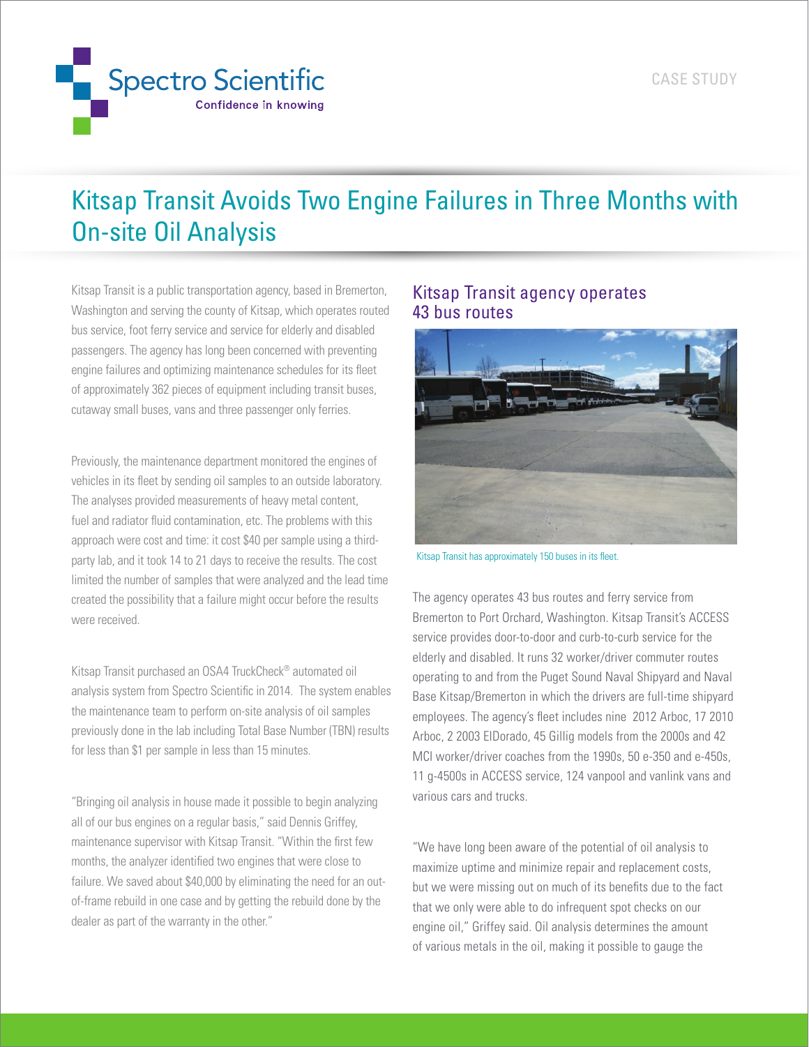Spectro Scientific

Confidence in knowing

CASE STUDY

# Kitsap Transit Avoids Two Engine Failures in Three Months with On-site Oil Analysis

Kitsap Transit is a public transportation agency, based in Bremerton, Washington and serving the county of Kitsap, which operates routed bus service, foot ferry service and service for elderly and disabled passengers. The agency has long been concerned with preventing engine failures and optimizing maintenance schedules for its fleet of approximately 362 pieces of equipment including transit buses, cutaway small buses, vans and three passenger only ferries.

Previously, the maintenance department monitored the engines of vehicles in its fleet by sending oil samples to an outside laboratory. The analyses provided measurements of heavy metal content, fuel and radiator fluid contamination, etc. The problems with this approach were cost and time: it cost $40 per sample using a third-party lab, and it took 14 to 21 days to receive the results. The cost limited the number of samples that were analyzed and the lead time created the possibility that a failure might occur before the results were received.

Kitsap Transit purchased an OSA4 TruckCheck® automated oil analysis system from Spectro Scientific in 2014. The system enables the maintenance team to perform on-site analysis of oil samples previously done in the lab including Total Base Number (TBN) results for less than $1 per sample in less than 15 minutes.

"Bringing oil analysis in house made it possible to begin analyzing all of our bus engines on a regular basis," said Dennis Griffey, maintenance supervisor with Kitsap Transit. "Within the first few months, the analyzer identified two engines that were close to failure. We saved about $40,000 by eliminating the need for an out-of-frame rebuild in one case and by getting the rebuild done by the dealer as part of the warranty in the other."

## Kitsap Transit agency operates 43 bus routes

Kitsap Transit has approximately 150 buses in its fleet.

The agency operates 43 bus routes and ferry service from Bremerton to Port Orchard, Washington. Kitsap Transit's ACCESS service provides door-to-door and curb-to-curb service for the elderly and disabled. It runs 32 worker/driver commuter routes operating to and from the Puget Sound Naval Shipyard and Naval Base Kitsap/Bremerton in which the drivers are full-time shipyard employees. The agency's fleet includes nine 2012 Arboc, 17 2010 Arboc, 2 2003 ElDorado, 45 Gillig models from the 2000s and 42 MCI worker/driver coaches from the 1990s, 50 e-350 and e-450s, 11 g-4500s in ACCESS service, 124 vanpool and vanlink vans and various cars and trucks.

"We have long been aware of the potential of oil analysis to maximize uptime and minimize repair and replacement costs, but we were missing out on much of its benefits due to the fact that we only were able to do infrequent spot checks on our engine oil," Griffey said. Oil analysis determines the amount of various metals in the oil, making it possible to gauge the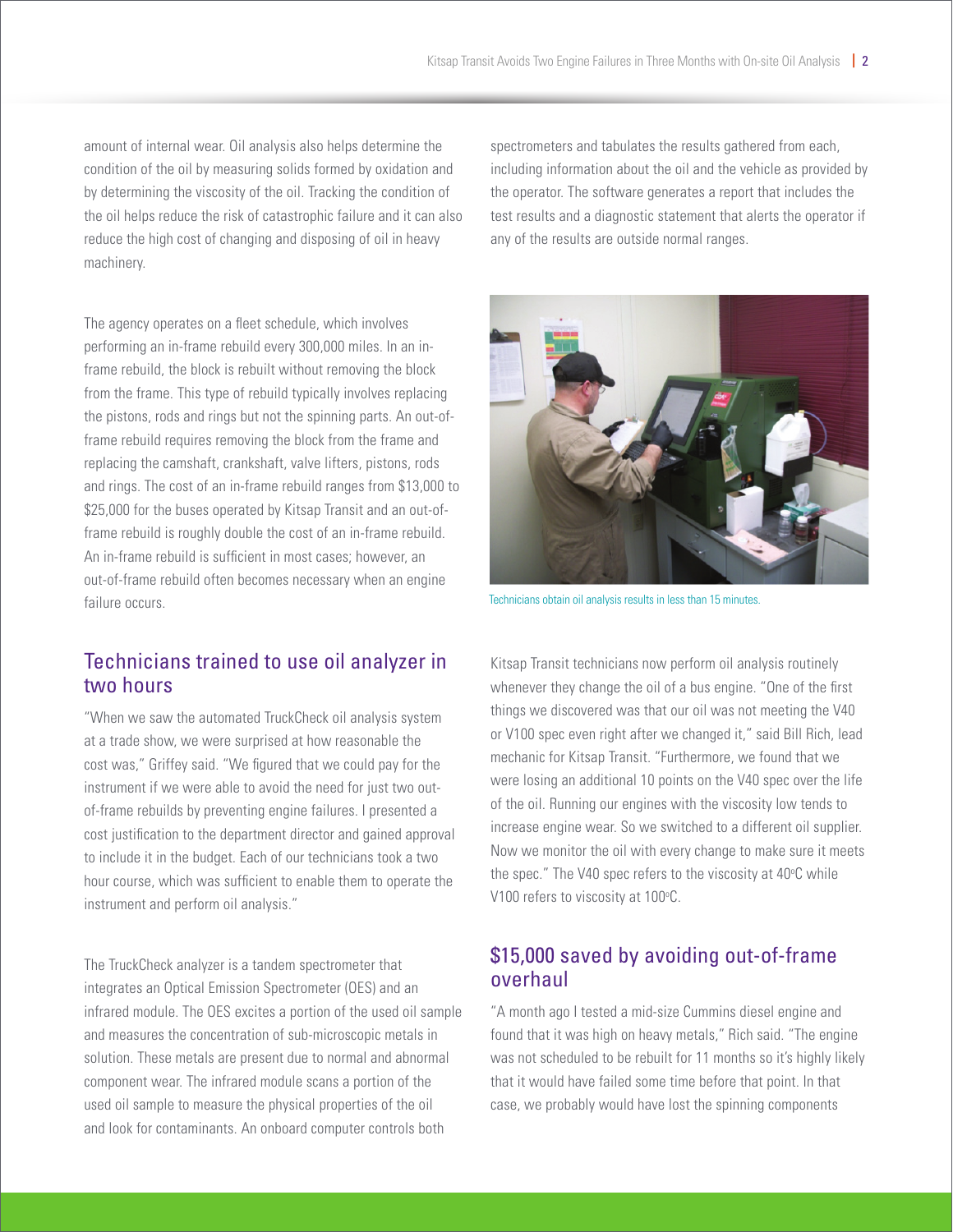amount of internal wear. Oil analysis also helps determine the condition of the oil by measuring solids formed by oxidation and by determining the viscosity of the oil. Tracking the condition of the oil helps reduce the risk of catastrophic failure and it can also reduce the high cost of changing and disposing of oil in heavy machinery.

The agency operates on a fleet schedule, which involves performing an in-frame rebuild every 300,000 miles. In an in-frame rebuild, the block is rebuilt without removing the block from the frame. This type of rebuild typically involves replacing the pistons, rods and rings but not the spinning parts. An out-of-frame rebuild requires removing the block from the frame and replacing the camshaft, crankshaft, valve lifters, pistons, rods and rings. The cost of an in-frame rebuild ranges from $13,000 to $25,000 for the buses operated by Kitsap Transit and an out-of-frame rebuild is roughly double the cost of an in-frame rebuild. An in-frame rebuild is sufficient in most cases; however, an out-of-frame rebuild often becomes necessary when an engine failure occurs.

## Technicians trained to use oil analyzer in two hours

"When we saw the automated TruckCheck oil analysis system at a trade show, we were surprised at how reasonable the cost was," Griffey said. "We figured that we could pay for the instrument if we were able to avoid the need for just two out-of-frame rebuilds by preventing engine failures. I presented a cost justification to the department director and gained approval to include it in the budget. Each of our technicians took a two hour course, which was sufficient to enable them to operate the instrument and perform oil analysis."

The TruckCheck analyzer is a tandem spectrometer that integrates an Optical Emission Spectrometer (OES) and an infrared module. The OES excites a portion of the used oil sample and measures the concentration of sub-microscopic metals in solution. These metals are present due to normal and abnormal component wear. The infrared module scans a portion of the used oil sample to measure the physical properties of the oil and look for contaminants. An onboard computer controls both spectrometers and tabulates the results gathered from each, including information about the oil and the vehicle as provided by the operator. The software generates a report that includes the test results and a diagnostic statement that alerts the operator if any of the results are outside normal ranges.

Technicians obtain oil analysis results in less than 15 minutes.

Kitsap Transit technicians now perform oil analysis routinely whenever they change the oil of a bus engine. "One of the first things we discovered was that our oil was not meeting the V40 or V100 spec even right after we changed it," said Bill Rich, lead mechanic for Kitsap Transit. "Furthermore, we found that we were losing an additional 10 points on the V40 spec over the life of the oil. Running our engines with the viscosity low tends to increase engine wear. So we switched to a different oil supplier. Now we monitor the oil with every change to make sure it meets the spec." The V40 spec refers to the viscosity at 40°C while V100 refers to viscosity at 100°C.

## $15,000 saved by avoiding out-of-frame overhaul

"A month ago I tested a mid-size Cummins diesel engine and found that it was high on heavy metals," Rich said. "The engine was not scheduled to be rebuilt for 11 months so it's highly likely that it would have failed some time before that point. In that case, we probably would have lost the spinning components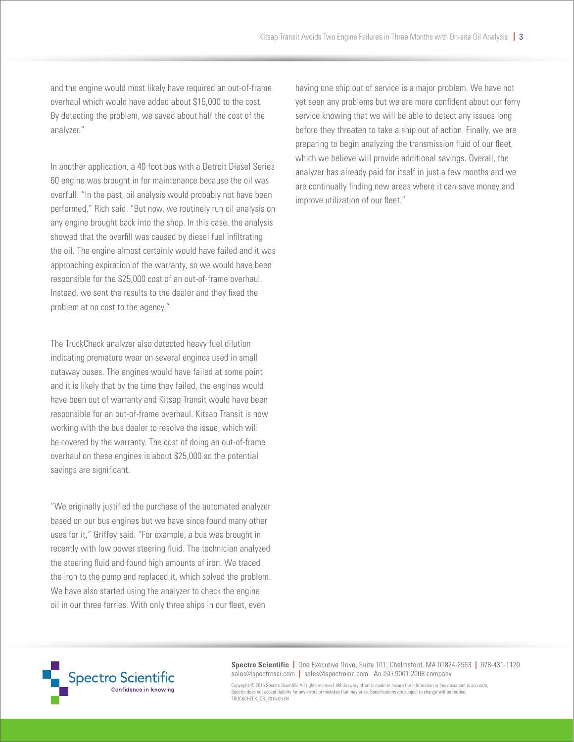and the engine would most likely have required an out-of-frame overhaul which would have added about $15,000 to the cost. By detecting the problem, we saved about half the cost of the analyzer."

In another application, a 40 foot bus with a Detroit Diesel Series 60 engine was brought in for maintenance because the oil was overfull. "In the past, oil analysis would probably not have been performed," Rich said. "But now, we routinely run oil analysis on any engine brought back into the shop. In this case, the analysis showed that the overfill was caused by diesel fuel infiltrating the oil. The engine almost certainly would have failed and it was approaching expiration of the warranty, so we would have been responsible for the $25,000 cost of an out-of-frame overhaul. Instead, we sent the results to the dealer and they fixed the problem at no cost to the agency."

The TruckCheck analyzer also detected heavy fuel dilution indicating premature wear on several engines used in small cutaway buses. The engines would have failed at some point and it is likely that by the time they failed, the engines would have been out of warranty and Kitsap Transit would have been responsible for an out-of-frame overhaul. Kitsap Transit is now working with the bus dealer to resolve the issue, which will be covered by the warranty. The cost of doing an out-of-frame overhaul on these engines is about $25,000 so the potential savings are significant.

"We originally justified the purchase of the automated analyzer based on our bus engines but we have since found many other uses for it," Griffey said. "For example, a bus was brought in recently with low power steering fluid. The technician analyzed the steering fluid and found high amounts of iron. We traced the iron to the pump and replaced it, which solved the problem. We have also started using the analyzer to check the engine oil in our three ferries. With only three ships in our fleet, even having one ship out of service is a major problem. We have not yet seen any problems but we are more confident about our ferry service knowing that we will be able to detect any issues long before they threaten to take a ship out of action. Finally, we are preparing to begin analyzing the transmission fluid of our fleet, which we believe will provide additional savings. Overall, the analyzer has already paid for itself in just a few months and we are continually finding new areas where it can save money and improve utilization of our fleet."

**Spectro Scientific** | One Executive Drive, Suite 101, Chelmsford, MA 01824-2563 | 978-431-1120
sales@spectrosci.com | sales@spectroinc.com An ISO 9001:2008 company

Copyright © 2015 Spectro Scientific All rights reserved. While every effort is made to assure the information in this document is accurate, Spectro does not accept liability for any errors or mistakes that may arise. Specifications are subject to change without notice.
TRUCKCHECK_CS_2015-05-08